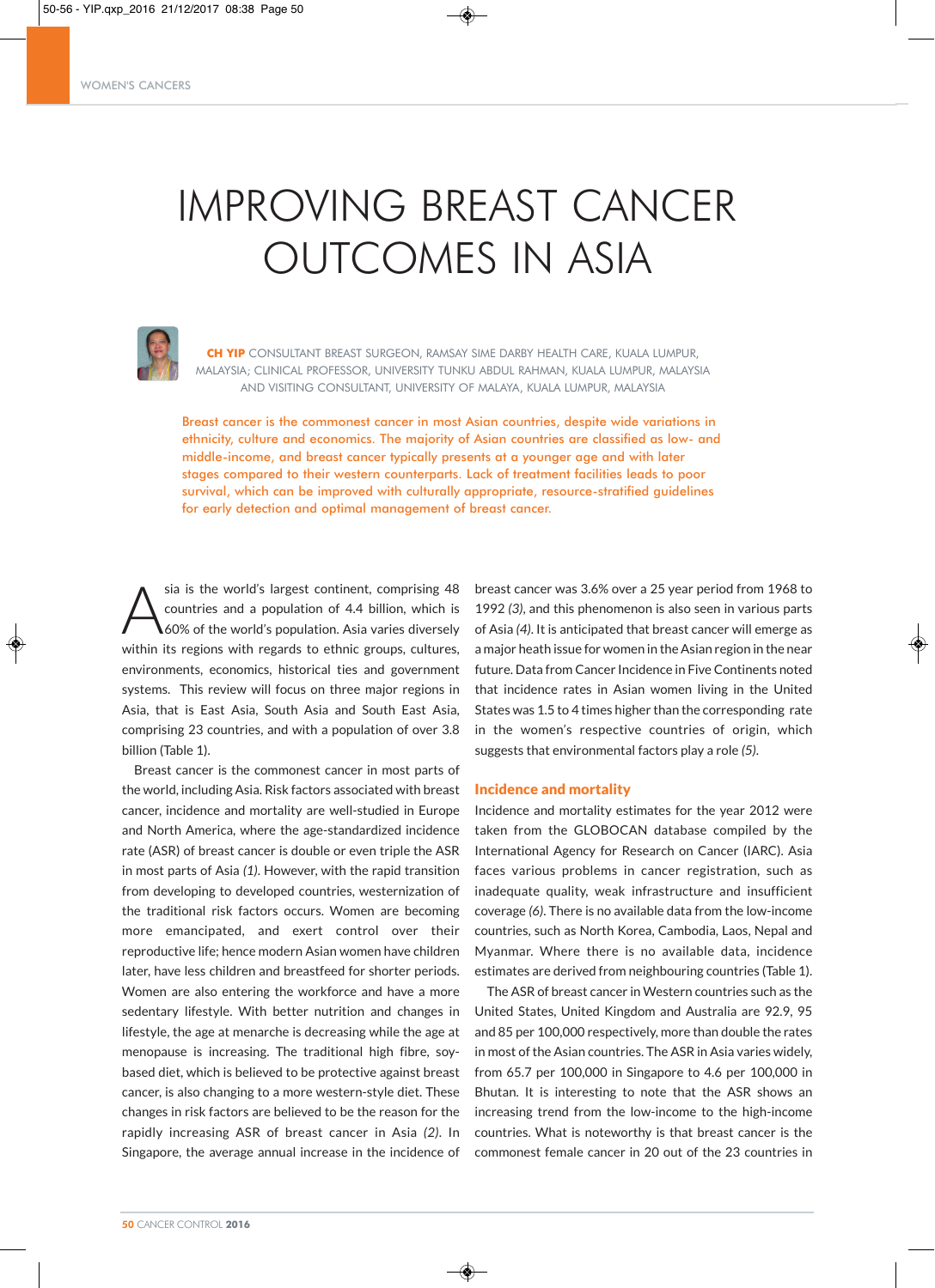# IMPROVING BREAST CANCER OUTCOMES IN ASIA

**CH YIP** CONSULTANT BREAST SURGEON, RAMSAY SIME DARBY HEALTH CARE, KUALA LUMPUR, MALAYSIA; CLINICAL PROFESSOR, UNIVERSITY TUNKU ABDUL RAHMAN, KUALA LUMPUR, MALAYSIA AND VISITING CONSULTANT, UNIVERSITY OF MALAYA, KUALA LUMPUR, MALAYSIA

Breast cancer is the commonest cancer in most Asian countries, despite wide variations in ethnicity, culture and economics. The majority of Asian countries are classified as low- and middle-income, and breast cancer typically presents at a younger age and with later stages compared to their western counterparts. Lack of treatment facilities leads to poor survival, which can be improved with culturally appropriate, resource-stratified guidelines for early detection and optimal management of breast cancer.

Asia is the world's largest continent, comprising 48 countries and a population of 4.4 billion, which is 60% of the world's population. Asia varies diversely within its regions with regards to ethnic groups, cultures, environments, economics, historical ties and government systems. This review will focus on three major regions in Asia, that is East Asia, South Asia and South East Asia, comprising 23 countries, and with a population of over 3.8 billion (Table 1).

Breast cancer is the commonest cancer in most parts of the world, including Asia. Risk factors associated with breast cancer, incidence and mortality are well-studied in Europe and North America, where the age-standardized incidence rate (ASR) of breast cancer is double or even triple the ASR in most parts of Asia *(1)*. However, with the rapid transition from developing to developed countries, westernization of the traditional risk factors occurs. Women are becoming more emancipated, and exert control over their reproductive life; hence modern Asian women have children later, have less children and breastfeed for shorter periods. Women are also entering the workforce and have a more sedentary lifestyle. With better nutrition and changes in lifestyle, the age at menarche is decreasing while the age at menopause is increasing. The traditional high fibre, soy-based diet, which is believed to be protective against breast cancer, is also changing to a more western-style diet. These changes in risk factors are believed to be the reason for the rapidly increasing ASR of breast cancer in Asia *(2)*. In Singapore, the average annual increase in the incidence of breast cancer was 3.6% over a 25 year period from 1968 to 1992 *(3)*, and this phenomenon is also seen in various parts of Asia *(4)*. It is anticipated that breast cancer will emerge as a major heath issue for women in the Asian region in the near future. Data from Cancer Incidence in Five Continents noted that incidence rates in Asian women living in the United States was 1.5 to 4 times higher than the corresponding rate in the women's respective countries of origin, which suggests that environmental factors play a role *(5)*.

## Incidence and mortality

Incidence and mortality estimates for the year 2012 were taken from the GLOBOCAN database compiled by the International Agency for Research on Cancer (IARC). Asia faces various problems in cancer registration, such as inadequate quality, weak infrastructure and insufficient coverage *(6)*. There is no available data from the low-income countries, such as North Korea, Cambodia, Laos, Nepal and Myanmar. Where there is no available data, incidence estimates are derived from neighbouring countries (Table 1).

The ASR of breast cancer in Western countries such as the United States, United Kingdom and Australia are 92.9, 95 and 85 per 100,000 respectively, more than double the rates in most of the Asian countries. The ASR in Asia varies widely, from 65.7 per 100,000 in Singapore to 4.6 per 100,000 in Bhutan. It is interesting to note that the ASR shows an increasing trend from the low-income to the high-income countries. What is noteworthy is that breast cancer is the commonest female cancer in 20 out of the 23 countries in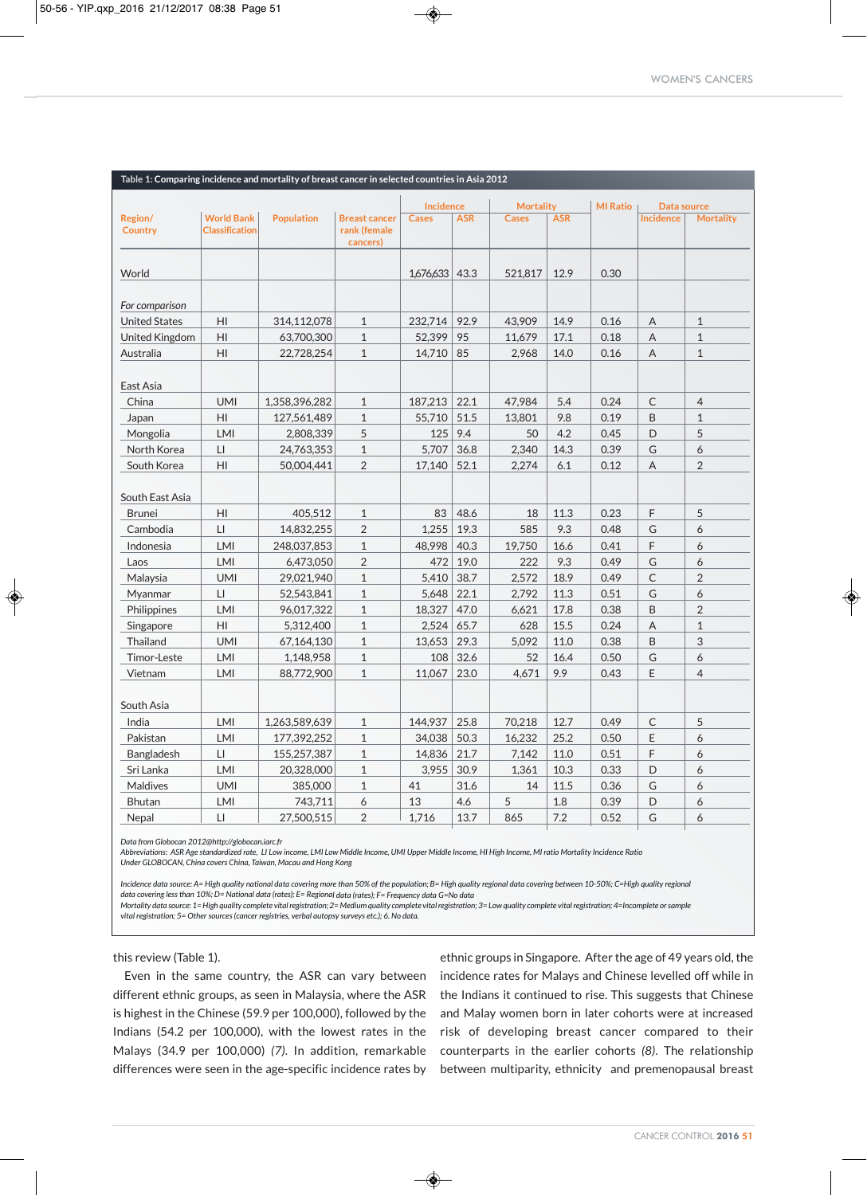Table 1: Comparing incidence and mortality of breast cancer in selected countries in Asia 2012

| Region/ Country | World Bank Classification | Population | Breast cancer rank (female cancers) | Incidence | | Mortality | | MI Ratio | Data source | |
|---|---|---|---|---|---|---|---|---|---|---|
| | | | | Cases | ASR | Cases | ASR | | Incidence | Mortality |
| World | | | | 1,676,633 | 43.3 | 521,817 | 12.9 | 0.30 | | |
| *For comparison* | | | | | | | | | | |
| United States | HI | 314,112,078 | 1 | 232,714 | 92.9 | 43,909 | 14.9 | 0.16 | A | 1 |
| United Kingdom | HI | 63,700,300 | 1 | 52,399 | 95 | 11,679 | 17.1 | 0.18 | A | 1 |
| Australia | HI | 22,728,254 | 1 | 14,710 | 85 | 2,968 | 14.0 | 0.16 | A | 1 |
| East Asia | | | | | | | | | | |
| China | UMI | 1,358,396,282 | 1 | 187,213 | 22.1 | 47,984 | 5.4 | 0.24 | C | 4 |
| Japan | HI | 127,561,489 | 1 | 55,710 | 51.5 | 13,801 | 9.8 | 0.19 | B | 1 |
| Mongolia | LMI | 2,808,339 | 5 | 125 | 9.4 | 50 | 4.2 | 0.45 | D | 5 |
| North Korea | LI | 24,763,353 | 1 | 5,707 | 36.8 | 2,340 | 14.3 | 0.39 | G | 6 |
| South Korea | HI | 50,004,441 | 2 | 17,140 | 52.1 | 2,274 | 6.1 | 0.12 | A | 2 |
| South East Asia | | | | | | | | | | |
| Brunei | HI | 405,512 | 1 | 83 | 48.6 | 18 | 11.3 | 0.23 | F | 5 |
| Cambodia | LI | 14,832,255 | 2 | 1,255 | 19.3 | 585 | 9.3 | 0.48 | G | 6 |
| Indonesia | LMI | 248,037,853 | 1 | 48,998 | 40.3 | 19,750 | 16.6 | 0.41 | F | 6 |
| Laos | LMI | 6,473,050 | 2 | 472 | 19.0 | 222 | 9.3 | 0.49 | G | 6 |
| Malaysia | UMI | 29,021,940 | 1 | 5,410 | 38.7 | 2,572 | 18.9 | 0.49 | C | 2 |
| Myanmar | LI | 52,543,841 | 1 | 5,648 | 22.1 | 2,792 | 11.3 | 0.51 | G | 6 |
| Philippines | LMI | 96,017,322 | 1 | 18,327 | 47.0 | 6,621 | 17.8 | 0.38 | B | 2 |
| Singapore | HI | 5,312,400 | 1 | 2,524 | 65.7 | 628 | 15.5 | 0.24 | A | 1 |
| Thailand | UMI | 67,164,130 | 1 | 13,653 | 29.3 | 5,092 | 11.0 | 0.38 | B | 3 |
| Timor-Leste | LMI | 1,148,958 | 1 | 108 | 32.6 | 52 | 16.4 | 0.50 | G | 6 |
| Vietnam | LMI | 88,772,900 | 1 | 11,067 | 23.0 | 4,671 | 9.9 | 0.43 | E | 4 |
| South Asia | | | | | | | | | | |
| India | LMI | 1,263,589,639 | 1 | 144,937 | 25.8 | 70,218 | 12.7 | 0.49 | C | 5 |
| Pakistan | LMI | 177,392,252 | 1 | 34,038 | 50.3 | 16,232 | 25.2 | 0.50 | E | 6 |
| Bangladesh | LI | 155,257,387 | 1 | 14,836 | 21.7 | 7,142 | 11.0 | 0.51 | F | 6 |
| Sri Lanka | LMI | 20,328,000 | 1 | 3,955 | 30.9 | 1,361 | 10.3 | 0.33 | D | 6 |
| Maldives | UMI | 385,000 | 1 | 41 | 31.6 | 14 | 11.5 | 0.36 | G | 6 |
| Bhutan | LMI | 743,711 | 6 | 13 | 4.6 | 5 | 1.8 | 0.39 | D | 6 |
| Nepal | LI | 27,500,515 | 2 | 1,716 | 13.7 | 865 | 7.2 | 0.52 | G | 6 |

*Data from Globocan 2012@http://globocan.iarc.fr*
*Abbreviations: ASR Age standardized rate, LI Low income, LMI Low Middle Income, UMI Upper Middle Income, HI High Income, MI ratio Mortality Incidence Ratio*
*Under GLOBOCAN, China covers China, Taiwan, Macau and Hong Kong*

*Incidence data source: A= High quality national data covering more than 50% of the population; B= High quality regional data covering between 10-50%; C=High quality regional data covering less than 10%; D= National data (rates); E= Regional data (rates); F= Frequency data G=No data*
*Mortality data source: 1= High quality complete vital registration; 2= Medium quality complete vital registration; 3= Low quality complete vital registration; 4=Incomplete or sample vital registration; 5= Other sources (cancer registries, verbal autopsy surveys etc.); 6. No data.*

this review (Table 1).

Even in the same country, the ASR can vary between different ethnic groups, as seen in Malaysia, where the ASR is highest in the Chinese (59.9 per 100,000), followed by the Indians (54.2 per 100,000), with the lowest rates in the Malays (34.9 per 100,000) *(7)*. In addition, remarkable differences were seen in the age-specific incidence rates by ethnic groups in Singapore. After the age of 49 years old, the incidence rates for Malays and Chinese levelled off while in the Indians it continued to rise. This suggests that Chinese and Malay women born in later cohorts were at increased risk of developing breast cancer compared to their counterparts in the earlier cohorts *(8)*. The relationship between multiparity, ethnicity and premenopausal breast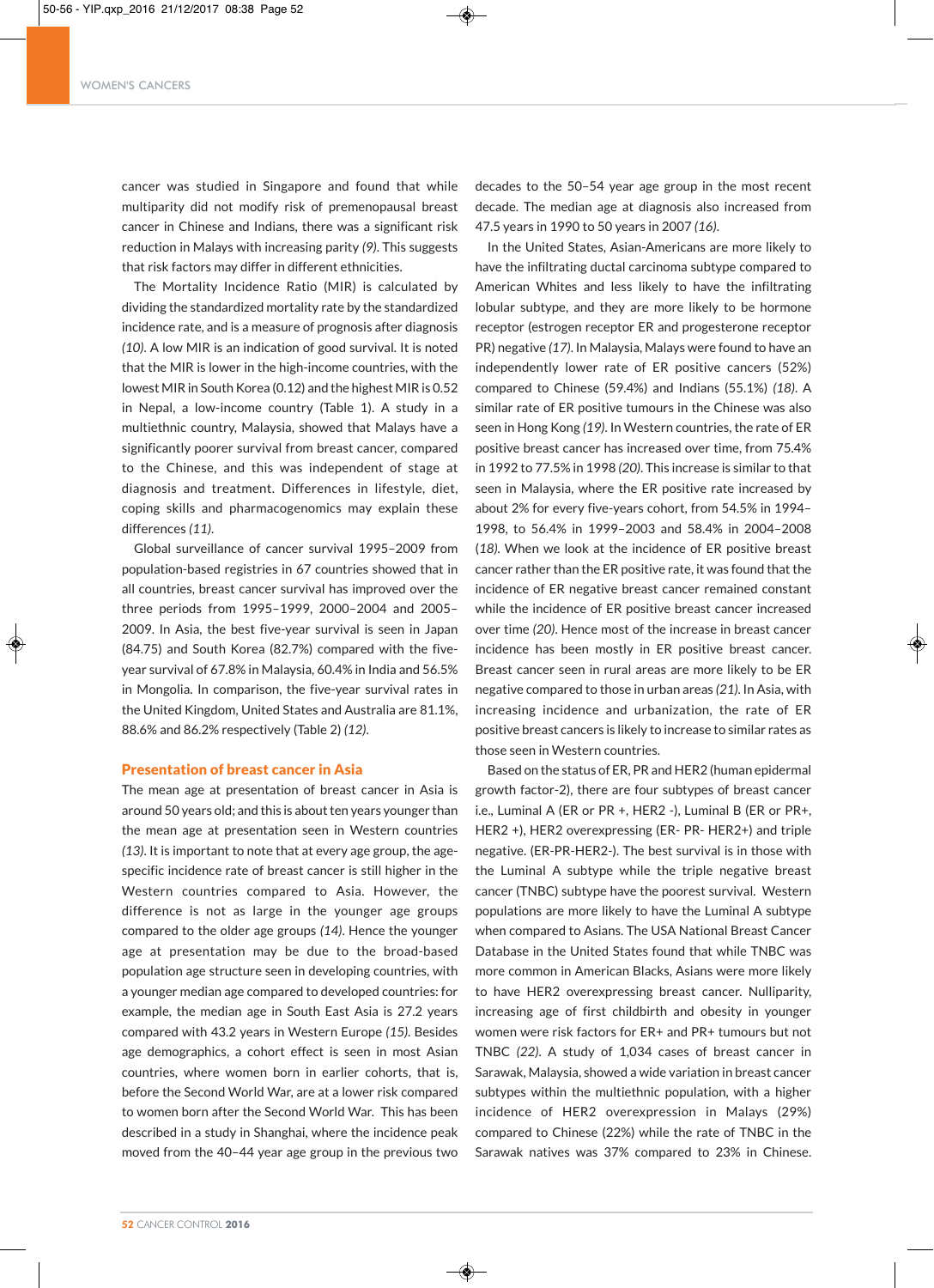cancer was studied in Singapore and found that while multiparity did not modify risk of premenopausal breast cancer in Chinese and Indians, there was a significant risk reduction in Malays with increasing parity *(9)*. This suggests that risk factors may differ in different ethnicities.

The Mortality Incidence Ratio (MIR) is calculated by dividing the standardized mortality rate by the standardized incidence rate, and is a measure of prognosis after diagnosis *(10)*. A low MIR is an indication of good survival. It is noted that the MIR is lower in the high-income countries, with the lowest MIR in South Korea (0.12) and the highest MIR is 0.52 in Nepal, a low-income country (Table 1). A study in a multiethnic country, Malaysia, showed that Malays have a significantly poorer survival from breast cancer, compared to the Chinese, and this was independent of stage at diagnosis and treatment. Differences in lifestyle, diet, coping skills and pharmacogenomics may explain these differences *(11)*.

Global surveillance of cancer survival 1995–2009 from population-based registries in 67 countries showed that in all countries, breast cancer survival has improved over the three periods from 1995–1999, 2000–2004 and 2005–2009. In Asia, the best five-year survival is seen in Japan (84.75) and South Korea (82.7%) compared with the five-year survival of 67.8% in Malaysia, 60.4% in India and 56.5% in Mongolia. In comparison, the five-year survival rates in the United Kingdom, United States and Australia are 81.1%, 88.6% and 86.2% respectively (Table 2) *(12)*.

## Presentation of breast cancer in Asia

The mean age at presentation of breast cancer in Asia is around 50 years old; and this is about ten years younger than the mean age at presentation seen in Western countries *(13)*. It is important to note that at every age group, the age-specific incidence rate of breast cancer is still higher in the Western countries compared to Asia. However, the difference is not as large in the younger age groups compared to the older age groups *(14)*. Hence the younger age at presentation may be due to the broad-based population age structure seen in developing countries, with a younger median age compared to developed countries: for example, the median age in South East Asia is 27.2 years compared with 43.2 years in Western Europe *(15)*. Besides age demographics, a cohort effect is seen in most Asian countries, where women born in earlier cohorts, that is, before the Second World War, are at a lower risk compared to women born after the Second World War. This has been described in a study in Shanghai, where the incidence peak moved from the 40–44 year age group in the previous two decades to the 50–54 year age group in the most recent decade. The median age at diagnosis also increased from 47.5 years in 1990 to 50 years in 2007 *(16)*.

In the United States, Asian-Americans are more likely to have the infiltrating ductal carcinoma subtype compared to American Whites and less likely to have the infiltrating lobular subtype, and they are more likely to be hormone receptor (estrogen receptor ER and progesterone receptor PR) negative *(17)*. In Malaysia, Malays were found to have an independently lower rate of ER positive cancers (52%) compared to Chinese (59.4%) and Indians (55.1%) *(18)*. A similar rate of ER positive tumours in the Chinese was also seen in Hong Kong *(19)*. In Western countries, the rate of ER positive breast cancer has increased over time, from 75.4% in 1992 to 77.5% in 1998 *(20)*. This increase is similar to that seen in Malaysia, where the ER positive rate increased by about 2% for every five-years cohort, from 54.5% in 1994–1998, to 56.4% in 1999–2003 and 58.4% in 2004–2008 *(18)*. When we look at the incidence of ER positive breast cancer rather than the ER positive rate, it was found that the incidence of ER negative breast cancer remained constant while the incidence of ER positive breast cancer increased over time *(20)*. Hence most of the increase in breast cancer incidence has been mostly in ER positive breast cancer. Breast cancer seen in rural areas are more likely to be ER negative compared to those in urban areas *(21)*. In Asia, with increasing incidence and urbanization, the rate of ER positive breast cancers is likely to increase to similar rates as those seen in Western countries.

Based on the status of ER, PR and HER2 (human epidermal growth factor-2), there are four subtypes of breast cancer i.e., Luminal A (ER or PR +, HER2 -), Luminal B (ER or PR+, HER2 +), HER2 overexpressing (ER- PR- HER2+) and triple negative. (ER-PR-HER2-). The best survival is in those with the Luminal A subtype while the triple negative breast cancer (TNBC) subtype have the poorest survival. Western populations are more likely to have the Luminal A subtype when compared to Asians. The USA National Breast Cancer Database in the United States found that while TNBC was more common in American Blacks, Asians were more likely to have HER2 overexpressing breast cancer. Nulliparity, increasing age of first childbirth and obesity in younger women were risk factors for ER+ and PR+ tumours but not TNBC *(22)*. A study of 1,034 cases of breast cancer in Sarawak, Malaysia, showed a wide variation in breast cancer subtypes within the multiethnic population, with a higher incidence of HER2 overexpression in Malays (29%) compared to Chinese (22%) while the rate of TNBC in the Sarawak natives was 37% compared to 23% in Chinese.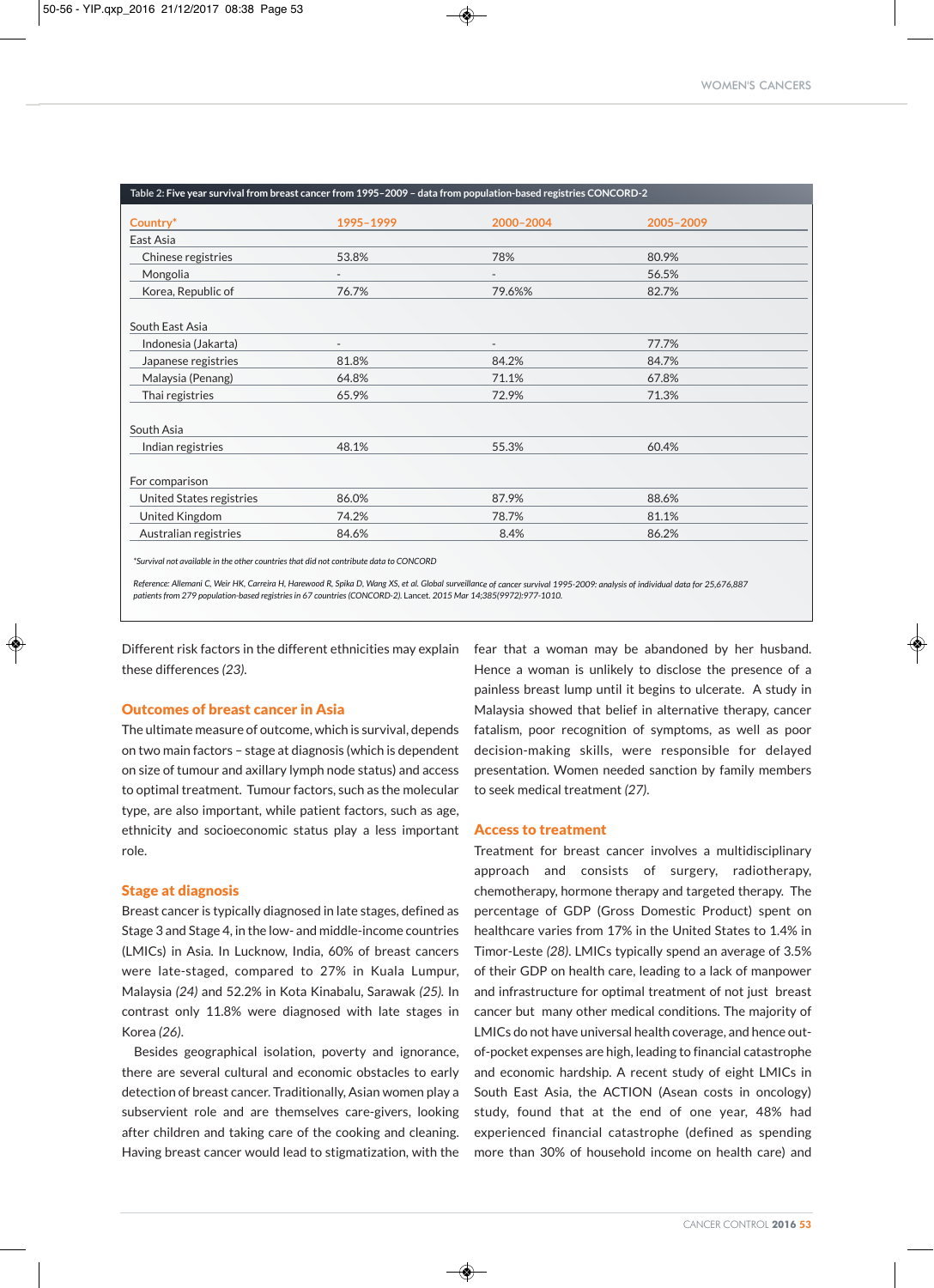Table 2: Five year survival from breast cancer from 1995–2009 – data from population-based registries CONCORD-2

| Country* | 1995–1999 | 2000–2004 | 2005–2009 |
|---|---|---|---|
| East Asia | | | |
| Chinese registries | 53.8% | 78% | 80.9% |
| Mongolia | - | - | 56.5% |
| Korea, Republic of | 76.7% | 79.6%% | 82.7% |
| South East Asia | | | |
| Indonesia (Jakarta) | - | - | 77.7% |
| Japanese registries | 81.8% | 84.2% | 84.7% |
| Malaysia (Penang) | 64.8% | 71.1% | 67.8% |
| Thai registries | 65.9% | 72.9% | 71.3% |
| South Asia | | | |
| Indian registries | 48.1% | 55.3% | 60.4% |
| For comparison | | | |
| United States registries | 86.0% | 87.9% | 88.6% |
| United Kingdom | 74.2% | 78.7% | 81.1% |
| Australian registries | 84.6% | 8.4% | 86.2% |

*Survival not available in the other countries that did not contribute data to CONCORD

*Reference: Allemani C, Weir HK, Carreira H, Harewood R, Spika D, Wang XS, et al. Global surveillance of cancer survival 1995-2009: analysis of individual data for 25,676,887 patients from 279 population-based registries in 67 countries (CONCORD-2). Lancet. 2015 Mar 14;385(9972):977-1010.*

Different risk factors in the different ethnicities may explain these differences *(23)*.

## Outcomes of breast cancer in Asia

The ultimate measure of outcome, which is survival, depends on two main factors – stage at diagnosis (which is dependent on size of tumour and axillary lymph node status) and access to optimal treatment. Tumour factors, such as the molecular type, are also important, while patient factors, such as age, ethnicity and socioeconomic status play a less important role.

## Stage at diagnosis

Breast cancer is typically diagnosed in late stages, defined as Stage 3 and Stage 4, in the low- and middle-income countries (LMICs) in Asia. In Lucknow, India, 60% of breast cancers were late-staged, compared to 27% in Kuala Lumpur, Malaysia *(24)* and 52.2% in Kota Kinabalu, Sarawak *(25)*. In contrast only 11.8% were diagnosed with late stages in Korea *(26)*.

Besides geographical isolation, poverty and ignorance, there are several cultural and economic obstacles to early detection of breast cancer. Traditionally, Asian women play a subservient role and are themselves care-givers, looking after children and taking care of the cooking and cleaning. Having breast cancer would lead to stigmatization, with the fear that a woman may be abandoned by her husband. Hence a woman is unlikely to disclose the presence of a painless breast lump until it begins to ulcerate. A study in Malaysia showed that belief in alternative therapy, cancer fatalism, poor recognition of symptoms, as well as poor decision-making skills, were responsible for delayed presentation. Women needed sanction by family members to seek medical treatment *(27)*.

## Access to treatment

Treatment for breast cancer involves a multidisciplinary approach and consists of surgery, radiotherapy, chemotherapy, hormone therapy and targeted therapy. The percentage of GDP (Gross Domestic Product) spent on healthcare varies from 17% in the United States to 1.4% in Timor-Leste *(28)*. LMICs typically spend an average of 3.5% of their GDP on health care, leading to a lack of manpower and infrastructure for optimal treatment of not just breast cancer but many other medical conditions. The majority of LMICs do not have universal health coverage, and hence out-of-pocket expenses are high, leading to financial catastrophe and economic hardship. A recent study of eight LMICs in South East Asia, the ACTION (Asean costs in oncology) study, found that at the end of one year, 48% had experienced financial catastrophe (defined as spending more than 30% of household income on health care) and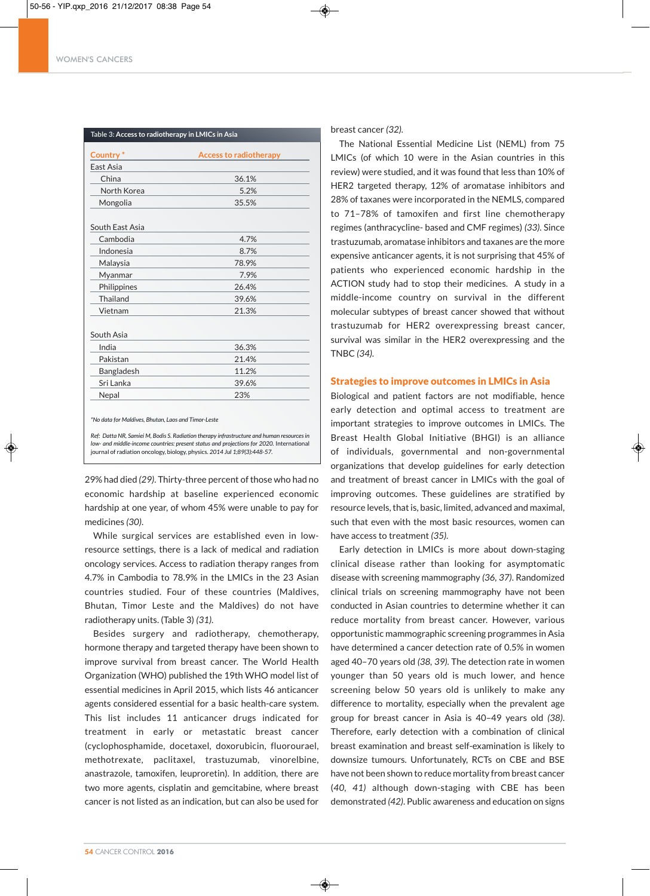**Table 3: Access to radiotherapy in LMICs in Asia**

| Country * | Access to radiotherapy |
|---|---|
| **East Asia** | |
| China | 36.1% |
| North Korea | 5.2% |
| Mongolia | 35.5% |
| **South East Asia** | |
| Cambodia | 4.7% |
| Indonesia | 8.7% |
| Malaysia | 78.9% |
| Myanmar | 7.9% |
| Philippines | 26.4% |
| Thailand | 39.6% |
| Vietnam | 21.3% |
| **South Asia** | |
| India | 36.3% |
| Pakistan | 21.4% |
| Bangladesh | 11.2% |
| Sri Lanka | 39.6% |
| Nepal | 23% |

*\*No data for Maldives, Bhutan, Laos and Timor-Leste*

*Ref: Datta NR, Samiei M, Bodis S. Radiation therapy infrastructure and human resources in low- and middle-income countries: present status and projections for 2020. International journal of radiation oncology, biology, physics. 2014 Jul 1;89(3):448-57.*

29% had died *(29)*. Thirty-three percent of those who had no economic hardship at baseline experienced economic hardship at one year, of whom 45% were unable to pay for medicines *(30)*.

While surgical services are established even in low-resource settings, there is a lack of medical and radiation oncology services. Access to radiation therapy ranges from 4.7% in Cambodia to 78.9% in the LMICs in the 23 Asian countries studied. Four of these countries (Maldives, Bhutan, Timor Leste and the Maldives) do not have radiotherapy units. (Table 3) *(31)*.

Besides surgery and radiotherapy, chemotherapy, hormone therapy and targeted therapy have been shown to improve survival from breast cancer. The World Health Organization (WHO) published the 19th WHO model list of essential medicines in April 2015, which lists 46 anticancer agents considered essential for a basic health-care system. This list includes 11 anticancer drugs indicated for treatment in early or metastatic breast cancer (cyclophosphamide, docetaxel, doxorubicin, fluorourael, methotrexate, paclitaxel, trastuzumab, vinorelbine, anastrazole, tamoxifen, leuproretin). In addition, there are two more agents, cisplatin and gemcitabine, where breast cancer is not listed as an indication, but can also be used for breast cancer *(32)*.

The National Essential Medicine List (NEML) from 75 LMICs (of which 10 were in the Asian countries in this review) were studied, and it was found that less than 10% of HER2 targeted therapy, 12% of aromatase inhibitors and 28% of taxanes were incorporated in the NEMLS, compared to 71–78% of tamoxifen and first line chemotherapy regimes (anthracycline- based and CMF regimes) *(33)*. Since trastuzumab, aromatase inhibitors and taxanes are the more expensive anticancer agents, it is not surprising that 45% of patients who experienced economic hardship in the ACTION study had to stop their medicines. A study in a middle-income country on survival in the different molecular subtypes of breast cancer showed that without trastuzumab for HER2 overexpressing breast cancer, survival was similar in the HER2 overexpressing and the TNBC *(34)*.

## Strategies to improve outcomes in LMICs in Asia

Biological and patient factors are not modifiable, hence early detection and optimal access to treatment are important strategies to improve outcomes in LMICs. The Breast Health Global Initiative (BHGI) is an alliance of individuals, governmental and non-governmental organizations that develop guidelines for early detection and treatment of breast cancer in LMICs with the goal of improving outcomes. These guidelines are stratified by resource levels, that is, basic, limited, advanced and maximal, such that even with the most basic resources, women can have access to treatment *(35)*.

Early detection in LMICs is more about down-staging clinical disease rather than looking for asymptomatic disease with screening mammography *(36, 37)*. Randomized clinical trials on screening mammography have not been conducted in Asian countries to determine whether it can reduce mortality from breast cancer. However, various opportunistic mammographic screening programmes in Asia have determined a cancer detection rate of 0.5% in women aged 40–70 years old *(38, 39)*. The detection rate in women younger than 50 years old is much lower, and hence screening below 50 years old is unlikely to make any difference to mortality, especially when the prevalent age group for breast cancer in Asia is 40–49 years old *(38)*. Therefore, early detection with a combination of clinical breast examination and breast self-examination is likely to downsize tumours. Unfortunately, RCTs on CBE and BSE have not been shown to reduce mortality from breast cancer *(40, 41)* although down-staging with CBE has been demonstrated *(42)*. Public awareness and education on signs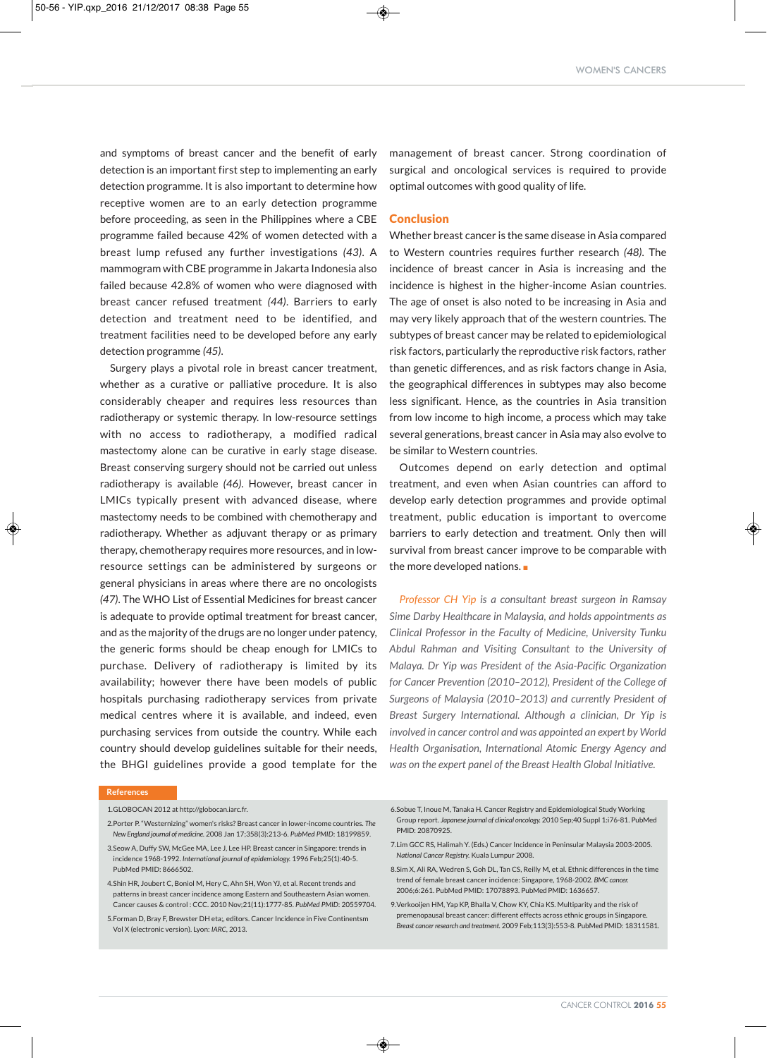and symptoms of breast cancer and the benefit of early detection is an important first step to implementing an early detection programme. It is also important to determine how receptive women are to an early detection programme before proceeding, as seen in the Philippines where a CBE programme failed because 42% of women detected with a breast lump refused any further investigations *(43)*. A mammogram with CBE programme in Jakarta Indonesia also failed because 42.8% of women who were diagnosed with breast cancer refused treatment *(44)*. Barriers to early detection and treatment need to be identified, and treatment facilities need to be developed before any early detection programme *(45)*.

Surgery plays a pivotal role in breast cancer treatment, whether as a curative or palliative procedure. It is also considerably cheaper and requires less resources than radiotherapy or systemic therapy. In low-resource settings with no access to radiotherapy, a modified radical mastectomy alone can be curative in early stage disease. Breast conserving surgery should not be carried out unless radiotherapy is available *(46)*. However, breast cancer in LMICs typically present with advanced disease, where mastectomy needs to be combined with chemotherapy and radiotherapy. Whether as adjuvant therapy or as primary therapy, chemotherapy requires more resources, and in low-resource settings can be administered by surgeons or general physicians in areas where there are no oncologists *(47)*. The WHO List of Essential Medicines for breast cancer is adequate to provide optimal treatment for breast cancer, and as the majority of the drugs are no longer under patency, the generic forms should be cheap enough for LMICs to purchase. Delivery of radiotherapy is limited by its availability; however there have been models of public hospitals purchasing radiotherapy services from private medical centres where it is available, and indeed, even purchasing services from outside the country. While each country should develop guidelines suitable for their needs, the BHGI guidelines provide a good template for the management of breast cancer. Strong coordination of surgical and oncological services is required to provide optimal outcomes with good quality of life.

## Conclusion

Whether breast cancer is the same disease in Asia compared to Western countries requires further research *(48)*. The incidence of breast cancer in Asia is increasing and the incidence is highest in the higher-income Asian countries. The age of onset is also noted to be increasing in Asia and may very likely approach that of the western countries. The subtypes of breast cancer may be related to epidemiological risk factors, particularly the reproductive risk factors, rather than genetic differences, and as risk factors change in Asia, the geographical differences in subtypes may also become less significant. Hence, as the countries in Asia transition from low income to high income, a process which may take several generations, breast cancer in Asia may also evolve to be similar to Western countries.

Outcomes depend on early detection and optimal treatment, and even when Asian countries can afford to develop early detection programmes and provide optimal treatment, public education is important to overcome barriers to early detection and treatment. Only then will survival from breast cancer improve to be comparable with the more developed nations. ■

*Professor CH Yip is a consultant breast surgeon in Ramsay Sime Darby Healthcare in Malaysia, and holds appointments as Clinical Professor in the Faculty of Medicine, University Tunku Abdul Rahman and Visiting Consultant to the University of Malaya. Dr Yip was President of the Asia-Pacific Organization for Cancer Prevention (2010–2012), President of the College of Surgeons of Malaysia (2010–2013) and currently President of Breast Surgery International. Although a clinician, Dr Yip is involved in cancer control and was appointed an expert by World Health Organisation, International Atomic Energy Agency and was on the expert panel of the Breast Health Global Initiative.*

## References

1. GLOBOCAN 2012 at http://globocan.iarc.fr.
2. Porter P. "Westernizing" women's risks? Breast cancer in lower-income countries. *The New England journal of medicine.* 2008 Jan 17;358(3):213-6. *PubMed PMID:* 18199859.
3. Seow A, Duffy SW, McGee MA, Lee J, Lee HP. Breast cancer in Singapore: trends in incidence 1968-1992. *International journal of epidemiology.* 1996 Feb;25(1):40-5. PubMed PMID: 8666502.
4. Shin HR, Joubert C, Boniol M, Hery C, Ahn SH, Won YJ, et al. Recent trends and patterns in breast cancer incidence among Eastern and Southeastern Asian women. Cancer causes & control : CCC. 2010 Nov;21(11):1777-85. *PubMed PMID:* 20559704.
5. Forman D, Bray F, Brewster DH eta;, editors. Cancer Incidence in Five Continentsm Vol X (electronic version). Lyon: *IARC*, 2013.
6. Sobue T, Inoue M, Tanaka H. Cancer Registry and Epidemiological Study Working Group report. *Japanese journal of clinical oncology.* 2010 Sep;40 Suppl 1:i76-81. PubMed PMID: 20870925.
7. Lim GCC RS, Halimah Y. (Eds.) Cancer Incidence in Peninsular Malaysia 2003-2005. *National Cancer Registry.* Kuala Lumpur 2008.
8. Sim X, Ali RA, Wedren S, Goh DL, Tan CS, Reilly M, et al. Ethnic differences in the time trend of female breast cancer incidence: Singapore, 1968-2002. *BMC cancer.* 2006;6:261. PubMed PMID: 17078893. PubMed PMID: 1636657.
9. Verkooijen HM, Yap KP, Bhalla V, Chow KY, Chia KS. Multiparity and the risk of premenopausal breast cancer: different effects across ethnic groups in Singapore. *Breast cancer research and treatment.* 2009 Feb;113(3):553-8. PubMed PMID: 18311581.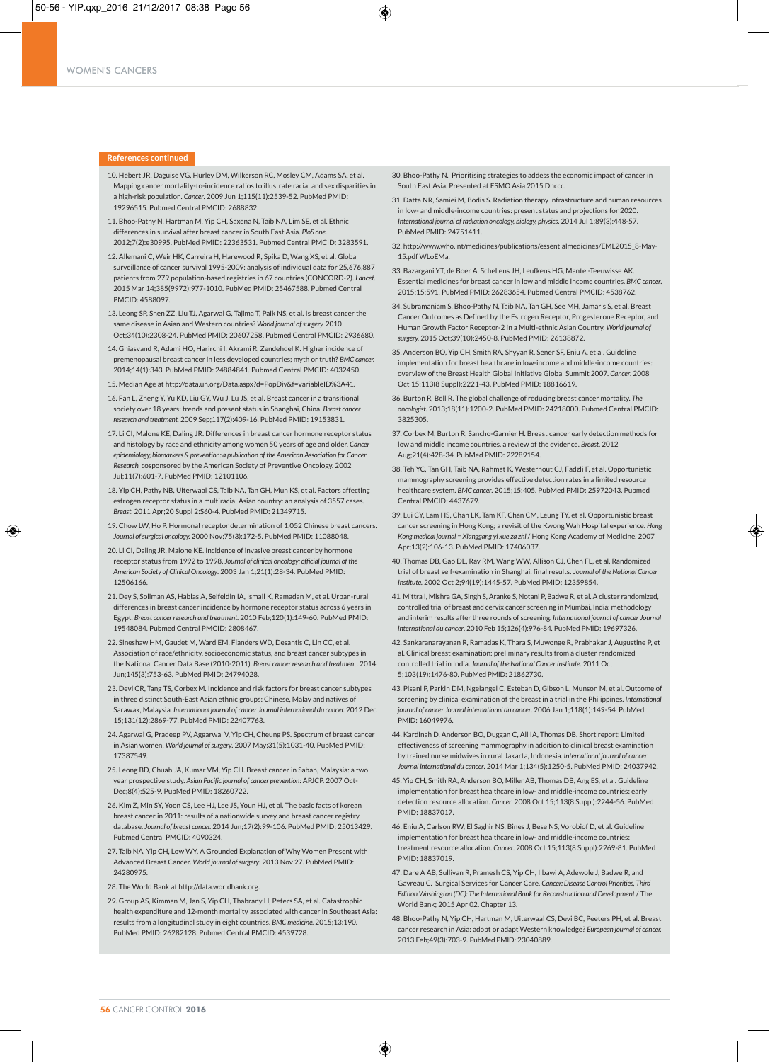## References continued

10. Hebert JR, Daguise VG, Hurley DM, Wilkerson RC, Mosley CM, Adams SA, et al. Mapping cancer mortality-to-incidence ratios to illustrate racial and sex disparities in a high-risk population. *Cancer.* 2009 Jun 1;115(11):2539-52. PubMed PMID: 19296515. Pubmed Central PMCID: 2688832.

11. Bhoo-Pathy N, Hartman M, Yip CH, Saxena N, Taib NA, Lim SE, et al. Ethnic differences in survival after breast cancer in South East Asia. *PloS one.* 2012;7(2):e30995. PubMed PMID: 22363531. Pubmed Central PMCID: 3283591.

12. Allemani C, Weir HK, Carreira H, Harewood R, Spika D, Wang XS, et al. Global surveillance of cancer survival 1995-2009: analysis of individual data for 25,676,887 patients from 279 population-based registries in 67 countries (CONCORD-2). *Lancet.* 2015 Mar 14;385(9972):977-1010. PubMed PMID: 25467588. Pubmed Central PMCID: 4588097.

13. Leong SP, Shen ZZ, Liu TJ, Agarwal G, Tajima T, Paik NS, et al. Is breast cancer the same disease in Asian and Western countries? *World journal of surgery.* 2010 Oct;34(10):2308-24. PubMed PMID: 20607258. Pubmed Central PMCID: 2936680.

14. Ghiasvand R, Adami HO, Harirchi I, Akrami R, Zendehdel K. Higher incidence of premenopausal breast cancer in less developed countries; myth or truth? *BMC cancer.* 2014;14(1):343. PubMed PMID: 24884841. Pubmed Central PMCID: 4032450.

15. Median Age at http://data.un.org/Data.aspx?d=PopDiv&f=variableID%3A41.

16. Fan L, Zheng Y, Yu KD, Liu GY, Wu J, Lu JS, et al. Breast cancer in a transitional society over 18 years: trends and present status in Shanghai, China. *Breast cancer research and treatment.* 2009 Sep;117(2):409-16. PubMed PMID: 19153831.

17. Li CI, Malone KE, Daling JR. Differences in breast cancer hormone receptor status and histology by race and ethnicity among women 50 years of age and older. *Cancer epidemiology, biomarkers & prevention: a publication of the American Association for Cancer Research,* cosponsored by the American Society of Preventive Oncology. 2002 Jul;11(7):601-7. PubMed PMID: 12101106.

18. Yip CH, Pathy NB, Uiterwaal CS, Taib NA, Tan GH, Mun KS, et al. Factors affecting estrogen receptor status in a multiracial Asian country: an analysis of 3557 cases. *Breast.* 2011 Apr;20 Suppl 2:S60-4. PubMed PMID: 21349715.

19. Chow LW, Ho P. Hormonal receptor determination of 1,052 Chinese breast cancers. *Journal of surgical oncology.* 2000 Nov;75(3):172-5. PubMed PMID: 11088048.

20. Li CI, Daling JR, Malone KE. Incidence of invasive breast cancer by hormone receptor status from 1992 to 1998. *Journal of clinical oncology: official journal of the American Society of Clinical Oncology.* 2003 Jan 1;21(1):28-34. PubMed PMID: 12506166.

21. Dey S, Soliman AS, Hablas A, Seifeldin IA, Ismail K, Ramadan M, et al. Urban-rural differences in breast cancer incidence by hormone receptor status across 6 years in Egypt. *Breast cancer research and treatment.* 2010 Feb;120(1):149-60. PubMed PMID: 19548084. Pubmed Central PMCID: 2808467.

22. Sineshaw HM, Gaudet M, Ward EM, Flanders WD, Desantis C, Lin CC, et al. Association of race/ethnicity, socioeconomic status, and breast cancer subtypes in the National Cancer Data Base (2010-2011). *Breast cancer research and treatment.* 2014 Jun;145(3):753-63. PubMed PMID: 24794028.

23. Devi CR, Tang TS, Corbex M. Incidence and risk factors for breast cancer subtypes in three distinct South-East Asian ethnic groups: Chinese, Malay and natives of Sarawak, Malaysia. *International journal of cancer Journal international du cancer.* 2012 Dec 15;131(12):2869-77. PubMed PMID: 22407763.

24. Agarwal G, Pradeep PV, Aggarwal V, Yip CH, Cheung PS. Spectrum of breast cancer in Asian women. *World journal of surgery.* 2007 May;31(5):1031-40. PubMed PMID: 17387549.

25. Leong BD, Chuah JA, Kumar VM, Yip CH. Breast cancer in Sabah, Malaysia: a two year prospective study. *Asian Pacific journal of cancer prevention:* APJCP. 2007 Oct-Dec;8(4):525-9. PubMed PMID: 18260722.

26. Kim Z, Min SY, Yoon CS, Lee HJ, Lee JS, Youn HJ, et al. The basic facts of korean breast cancer in 2011: results of a nationwide survey and breast cancer registry database. *Journal of breast cancer.* 2014 Jun;17(2):99-106. PubMed PMID: 25013429. Pubmed Central PMCID: 4090324.

27. Taib NA, Yip CH, Low WY. A Grounded Explanation of Why Women Present with Advanced Breast Cancer. *World journal of surgery.* 2013 Nov 27. PubMed PMID: 24280975.

28. The World Bank at http://data.worldbank.org.

29. Group AS, Kimman M, Jan S, Yip CH, Thabrany H, Peters SA, et al. Catastrophic health expenditure and 12-month mortality associated with cancer in Southeast Asia: results from a longitudinal study in eight countries. *BMC medicine.* 2015;13:190. PubMed PMID: 26282128. Pubmed Central PMCID: 4539728.

30. Bhoo-Pathy N. Prioritising strategies to addess the economic impact of cancer in South East Asia. Presented at ESMO Asia 2015 Dhccc.

31. Datta NR, Samiei M, Bodis S. Radiation therapy infrastructure and human resources in low- and middle-income countries: present status and projections for 2020. *International journal of radiation oncology, biology, physics.* 2014 Jul 1;89(3):448-57. PubMed PMID: 24751411.

32. http://www.who.int/medicines/publications/essentialmedicines/EML2015_8-May-15.pdf WLoEMa.

33. Bazargani YT, de Boer A, Schellens JH, Leufkens HG, Mantel-Teeuwisse AK. Essential medicines for breast cancer in low and middle income countries. *BMC cancer.* 2015;15:591. PubMed PMID: 26283654. Pubmed Central PMCID: 4538762.

34. Subramaniam S, Bhoo-Pathy N, Taib NA, Tan GH, See MH, Jamaris S, et al. Breast Cancer Outcomes as Defined by the Estrogen Receptor, Progesterone Receptor, and Human Growth Factor Receptor-2 in a Multi-ethnic Asian Country. *World journal of surgery.* 2015 Oct;39(10):2450-8. PubMed PMID: 26138872.

35. Anderson BO, Yip CH, Smith RA, Shyyan R, Sener SF, Eniu A, et al. Guideline implementation for breast healthcare in low-income and middle-income countries: overview of the Breast Health Global Initiative Global Summit 2007. *Cancer.* 2008 Oct 15;113(8 Suppl):2221-43. PubMed PMID: 18816619.

36. Burton R, Bell R. The global challenge of reducing breast cancer mortality. *The oncologist.* 2013;18(11):1200-2. PubMed PMID: 24218000. Pubmed Central PMCID: 3825305.

37. Corbex M, Burton R, Sancho-Garnier H. Breast cancer early detection methods for low and middle income countries, a review of the evidence. *Breast.* 2012 Aug;21(4):428-34. PubMed PMID: 22289154.

38. Teh YC, Tan GH, Taib NA, Rahmat K, Westerhout CJ, Fadzli F, et al. Opportunistic mammography screening provides effective detection rates in a limited resource healthcare system. *BMC cancer.* 2015;15:405. PubMed PMID: 25972043. Pubmed Central PMCID: 4437679.

39. Lui CY, Lam HS, Chan LK, Tam KF, Chan CM, Leung TY, et al. Opportunistic breast cancer screening in Hong Kong; a revisit of the Kwong Wah Hospital experience. *Hong Kong medical journal = Xianggang yi xue za zhi* / Hong Kong Academy of Medicine. 2007 Apr;13(2):106-13. PubMed PMID: 17406037.

40. Thomas DB, Gao DL, Ray RM, Wang WW, Allison CJ, Chen FL, et al. Randomized trial of breast self-examination in Shanghai: final results. *Journal of the National Cancer Institute.* 2002 Oct 2;94(19):1445-57. PubMed PMID: 12359854.

41. Mittra I, Mishra GA, Singh S, Aranke S, Notani P, Badwe R, et al. A cluster randomized, controlled trial of breast and cervix cancer screening in Mumbai, India: methodology and interim results after three rounds of screening. *International journal of cancer Journal international du cancer.* 2010 Feb 15;126(4):976-84. PubMed PMID: 19697326.

42. Sankaranarayanan R, Ramadas K, Thara S, Muwonge R, Prabhakar J, Augustine P, et al. Clinical breast examination: preliminary results from a cluster randomized controlled trial in India. *Journal of the National Cancer Institute.* 2011 Oct 5;103(19):1476-80. PubMed PMID: 21862730.

43. Pisani P, Parkin DM, Ngelangel C, Esteban D, Gibson L, Munson M, et al. Outcome of screening by clinical examination of the breast in a trial in the Philippines. *International journal of cancer Journal international du cancer.* 2006 Jan 1;118(1):149-54. PubMed PMID: 16049976.

44. Kardinah D, Anderson BO, Duggan C, Ali IA, Thomas DB. Short report: Limited effectiveness of screening mammography in addition to clinical breast examination by trained nurse midwives in rural Jakarta, Indonesia. *International journal of cancer Journal international du cancer.* 2014 Mar 1;134(5):1250-5. PubMed PMID: 24037942.

45. Yip CH, Smith RA, Anderson BO, Miller AB, Thomas DB, Ang ES, et al. Guideline implementation for breast healthcare in low- and middle-income countries: early detection resource allocation. *Cancer.* 2008 Oct 15;113(8 Suppl):2244-56. PubMed PMID: 18837017.

46. Eniu A, Carlson RW, El Saghir NS, Bines J, Bese NS, Vorobiof D, et al. Guideline implementation for breast healthcare in low- and middle-income countries: treatment resource allocation. *Cancer.* 2008 Oct 15;113(8 Suppl):2269-81. PubMed PMID: 18837019.

47. Dare A AB, Sullivan R, Pramesh CS, Yip CH, Ilbawi A, Adewole J, Badwe R, and Gavreau C. Surgical Services for Cancer Care. *Cancer: Disease Control Priorities, Third Edition Washington (DC): The International Bank for Reconstruction and Development* / The World Bank; 2015 Apr 02. Chapter 13.

48. Bhoo-Pathy N, Yip CH, Hartman M, Uiterwaal CS, Devi BC, Peeters PH, et al. Breast cancer research in Asia: adopt or adapt Western knowledge? *European journal of cancer.* 2013 Feb;49(3):703-9. PubMed PMID: 23040889.